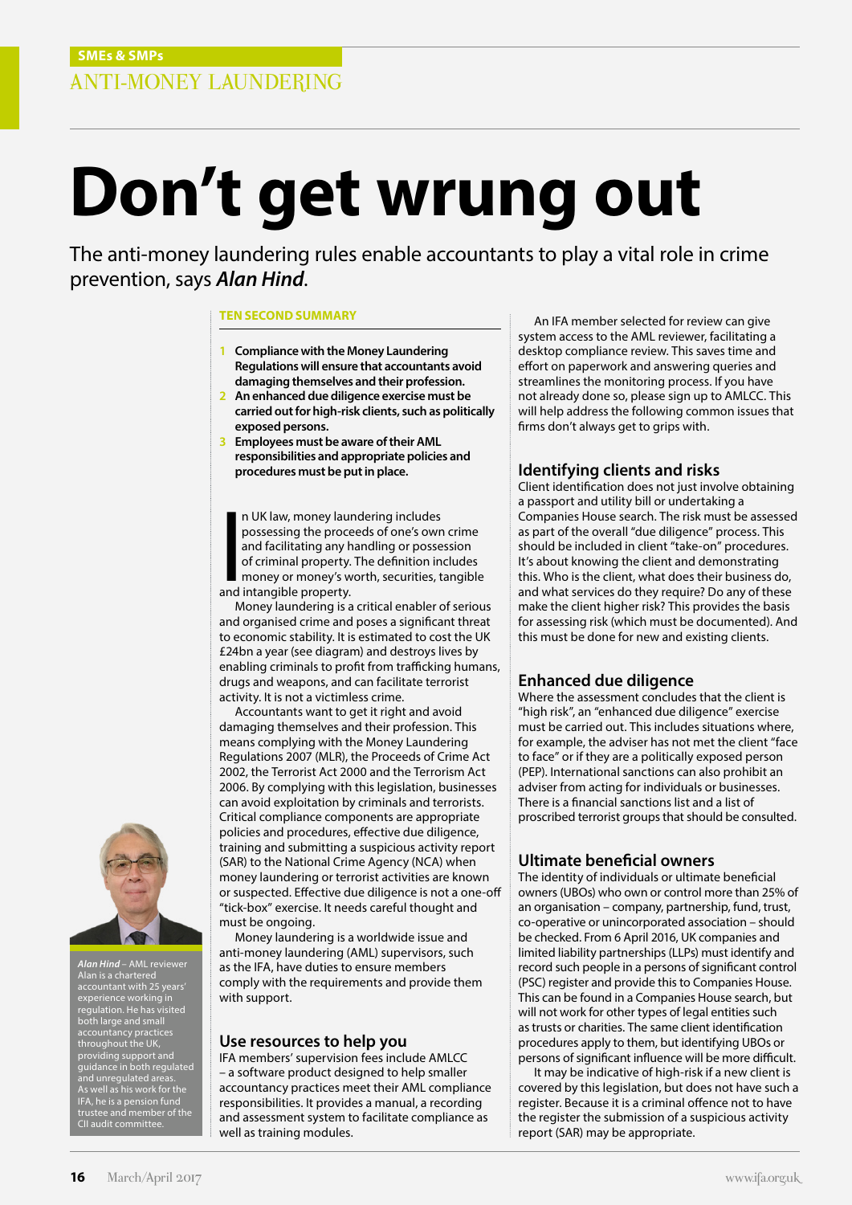SMEs & SMPs

ANTI-MONEY LAUNDERING

# Don't get wrung out

The anti-money laundering rules enable accountants to play a vital role in crime prevention, says ***Alan Hind***.

**TEN SECOND SUMMARY**

1. **Compliance with the Money Laundering Regulations will ensure that accountants avoid damaging themselves and their profession.**
2. **An enhanced due diligence exercise must be carried out for high-risk clients, such as politically exposed persons.**
3. **Employees must be aware of their AML responsibilities and appropriate policies and procedures must be put in place.**

In UK law, money laundering includes possessing the proceeds of one's own crime and facilitating any handling or possession of criminal property. The definition includes money or money's worth, securities, tangible and intangible property.

Money laundering is a critical enabler of serious and organised crime and poses a significant threat to economic stability. It is estimated to cost the UK £24bn a year (see diagram) and destroys lives by enabling criminals to profit from trafficking humans, drugs and weapons, and can facilitate terrorist activity. It is not a victimless crime.

Accountants want to get it right and avoid damaging themselves and their profession. This means complying with the Money Laundering Regulations 2007 (MLR), the Proceeds of Crime Act 2002, the Terrorist Act 2000 and the Terrorism Act 2006. By complying with this legislation, businesses can avoid exploitation by criminals and terrorists. Critical compliance components are appropriate policies and procedures, effective due diligence, training and submitting a suspicious activity report (SAR) to the National Crime Agency (NCA) when money laundering or terrorist activities are known or suspected. Effective due diligence is not a one-off "tick-box" exercise. It needs careful thought and must be ongoing.

Money laundering is a worldwide issue and anti-money laundering (AML) supervisors, such as the IFA, have duties to ensure members comply with the requirements and provide them with support.

*Alan Hind* – AML reviewer Alan is a chartered accountant with 25 years' experience working in regulation. He has visited both large and small accountancy practices throughout the UK, providing support and guidance in both regulated and unregulated areas. As well as his work for the IFA, he is a pension fund trustee and member of the CII audit committee.

## Use resources to help you

IFA members' supervision fees include AMLCC – a software product designed to help smaller accountancy practices meet their AML compliance responsibilities. It provides a manual, a recording and assessment system to facilitate compliance as well as training modules.

An IFA member selected for review can give system access to the AML reviewer, facilitating a desktop compliance review. This saves time and effort on paperwork and answering queries and streamlines the monitoring process. If you have not already done so, please sign up to AMLCC. This will help address the following common issues that firms don't always get to grips with.

## Identifying clients and risks

Client identification does not just involve obtaining a passport and utility bill or undertaking a Companies House search. The risk must be assessed as part of the overall "due diligence" process. This should be included in client "take-on" procedures. It's about knowing the client and demonstrating this. Who is the client, what does their business do, and what services do they require? Do any of these make the client higher risk? This provides the basis for assessing risk (which must be documented). And this must be done for new and existing clients.

## Enhanced due diligence

Where the assessment concludes that the client is "high risk", an "enhanced due diligence" exercise must be carried out. This includes situations where, for example, the adviser has not met the client "face to face" or if they are a politically exposed person (PEP). International sanctions can also prohibit an adviser from acting for individuals or businesses. There is a financial sanctions list and a list of proscribed terrorist groups that should be consulted.

## Ultimate beneficial owners

The identity of individuals or ultimate beneficial owners (UBOs) who own or control more than 25% of an organisation – company, partnership, fund, trust, co-operative or unincorporated association – should be checked. From 6 April 2016, UK companies and limited liability partnerships (LLPs) must identify and record such people in a persons of significant control (PSC) register and provide this to Companies House. This can be found in a Companies House search, but will not work for other types of legal entities such as trusts or charities. The same client identification procedures apply to them, but identifying UBOs or persons of significant influence will be more difficult.

It may be indicative of high-risk if a new client is covered by this legislation, but does not have such a register. Because it is a criminal offence not to have the register the submission of a suspicious activity report (SAR) may be appropriate.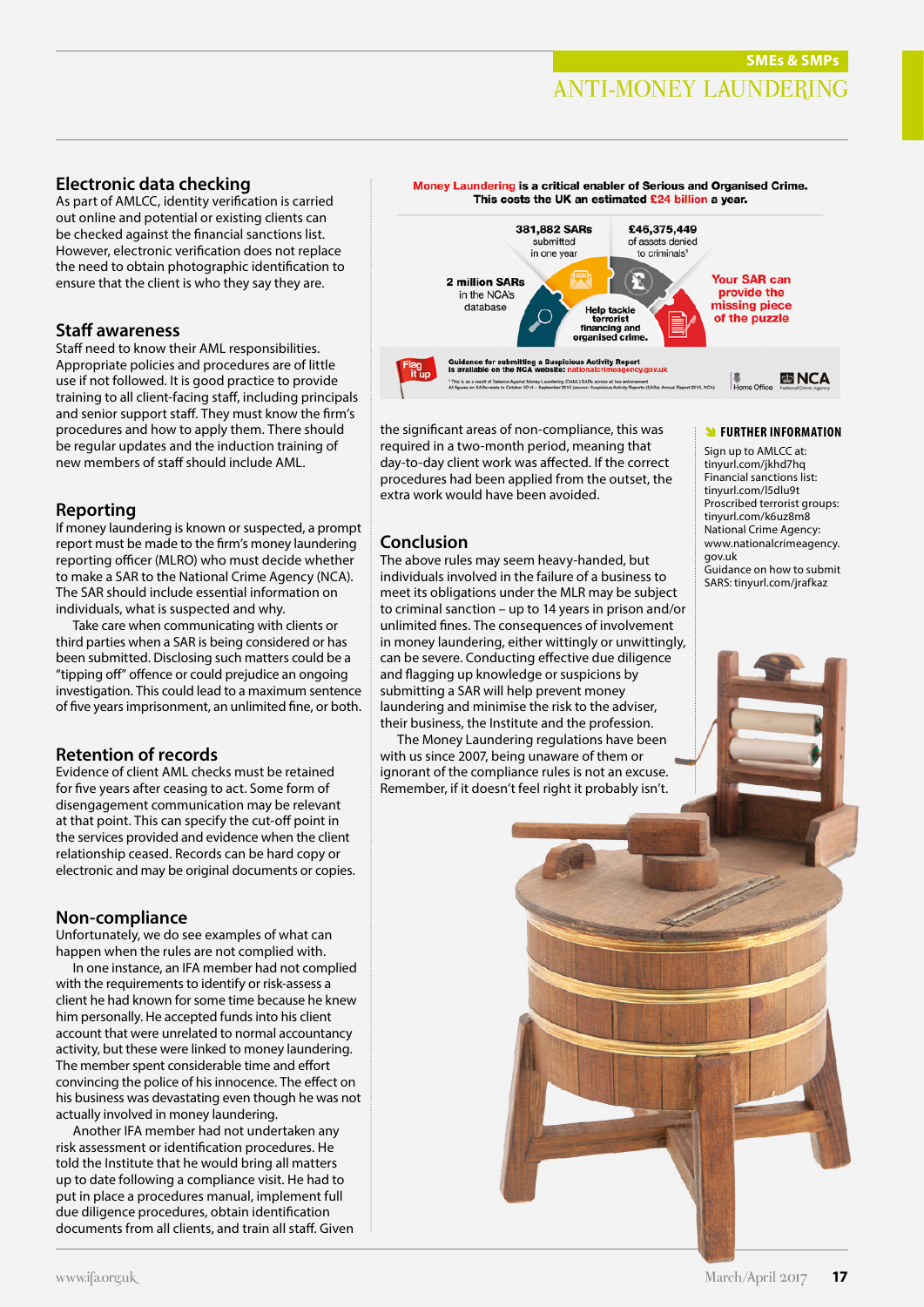## Electronic data checking

As part of AMLCC, identity verification is carried out online and potential or existing clients can be checked against the financial sanctions list. However, electronic verification does not replace the need to obtain photographic identification to ensure that the client is who they say they are.

## Staff awareness

Staff need to know their AML responsibilities. Appropriate policies and procedures are of little use if not followed. It is good practice to provide training to all client-facing staff, including principals and senior support staff. They must know the firm's procedures and how to apply them. There should be regular updates and the induction training of new members of staff should include AML.

## Reporting

If money laundering is known or suspected, a prompt report must be made to the firm's money laundering reporting officer (MLRO) who must decide whether to make a SAR to the National Crime Agency (NCA). The SAR should include essential information on individuals, what is suspected and why.

Take care when communicating with clients or third parties when a SAR is being considered or has been submitted. Disclosing such matters could be a "tipping off" offence or could prejudice an ongoing investigation. This could lead to a maximum sentence of five years imprisonment, an unlimited fine, or both.

## Retention of records

Evidence of client AML checks must be retained for five years after ceasing to act. Some form of disengagement communication may be relevant at that point. This can specify the cut-off point in the services provided and evidence when the client relationship ceased. Records can be hard copy or electronic and may be original documents or copies.

## Non-compliance

Unfortunately, we do see examples of what can happen when the rules are not complied with.

In one instance, an IFA member had not complied with the requirements to identify or risk-assess a client he had known for some time because he knew him personally. He accepted funds into his client account that were unrelated to normal accountancy activity, but these were linked to money laundering. The member spent considerable time and effort convincing the police of his innocence. The effect on his business was devastating even though he was not actually involved in money laundering.

Another IFA member had not undertaken any risk assessment or identification procedures. He told the Institute that he would bring all matters up to date following a compliance visit. He had to put in place a procedures manual, implement full due diligence procedures, obtain identification documents from all clients, and train all staff. Given the significant areas of non-compliance, this was required in a two-month period, meaning that day-to-day client work was affected. If the correct procedures had been applied from the outset, the extra work would have been avoided.

**Money Laundering** is a critical enabler of Serious and Organised Crime. This costs the UK an estimated **£24 billion** a year.

381,882 SARs submitted in one year

£46,375,449 of assets denied to criminals[1]

2 million SARs in the NCA's database

Help tackle terrorist financing and organised crime.

Your SAR can provide the missing piece of the puzzle

Flag it up

Guidance for submitting a Suspicious Activity Report is available on the NCA website: nationalcrimeagency.gov.uk

[1] This is as a result of Defence Against Money Laundering (DAML) SARs across all law enforcement. All figures on SARs relate to October 2014 – September 2015 (source: Suspicious Activity Reports (SARs) Annual Report 2015, NCA)

Home Office | NCA National Crime Agency

## Conclusion

The above rules may seem heavy-handed, but individuals involved in the failure of a business to meet its obligations under the MLR may be subject to criminal sanction – up to 14 years in prison and/or unlimited fines. The consequences of involvement in money laundering, either wittingly or unwittingly, can be severe. Conducting effective due diligence and flagging up knowledge or suspicions by submitting a SAR will help prevent money laundering and minimise the risk to the adviser, their business, the Institute and the profession.

The Money Laundering regulations have been with us since 2007, being unaware of them or ignorant of the compliance rules is not an excuse. Remember, if it doesn't feel right it probably isn't.

### FURTHER INFORMATION

Sign up to AMLCC at: tinyurl.com/jkhd7hq
Financial sanctions list: tinyurl.com/l5dlu9t
Proscribed terrorist groups: tinyurl.com/k6uz8m8
National Crime Agency: www.nationalcrimeagency.gov.uk
Guidance on how to submit SARS: tinyurl.com/jrafkaz